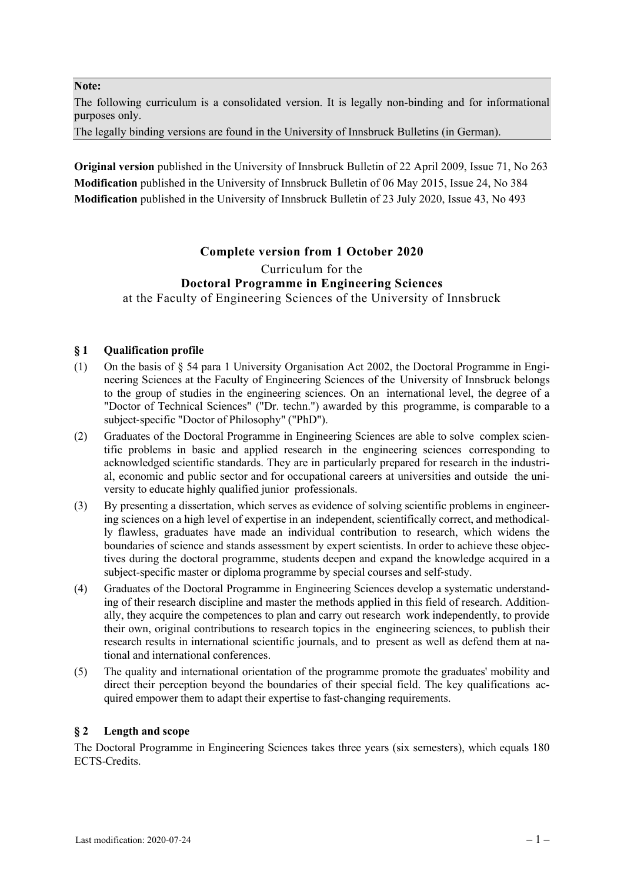**Note:**

The following curriculum is a consolidated version. It is legally non-binding and for informational purposes only.

The legally binding versions are found in the University of Innsbruck Bulletins (in German).

**Original version** published in the University of Innsbruck Bulletin of 22 April 2009, Issue 71, No 263
**Modification** published in the University of Innsbruck Bulletin of 06 May 2015, Issue 24, No 384
**Modification** published in the University of Innsbruck Bulletin of 23 July 2020, Issue 43, No 493

**Complete version from 1 October 2020**

Curriculum for the

**Doctoral Programme in Engineering Sciences**

at the Faculty of Engineering Sciences of the University of Innsbruck

## § 1 Qualification profile

(1) On the basis of § 54 para 1 University Organisation Act 2002, the Doctoral Programme in Engineering Sciences at the Faculty of Engineering Sciences of the University of Innsbruck belongs to the group of studies in the engineering sciences. On an international level, the degree of a "Doctor of Technical Sciences" ("Dr. techn.") awarded by this programme, is comparable to a subject-specific "Doctor of Philosophy" ("PhD").

(2) Graduates of the Doctoral Programme in Engineering Sciences are able to solve complex scientific problems in basic and applied research in the engineering sciences corresponding to acknowledged scientific standards. They are in particularly prepared for research in the industrial, economic and public sector and for occupational careers at universities and outside the university to educate highly qualified junior professionals.

(3) By presenting a dissertation, which serves as evidence of solving scientific problems in engineering sciences on a high level of expertise in an independent, scientifically correct, and methodically flawless, graduates have made an individual contribution to research, which widens the boundaries of science and stands assessment by expert scientists. In order to achieve these objectives during the doctoral programme, students deepen and expand the knowledge acquired in a subject-specific master or diploma programme by special courses and self-study.

(4) Graduates of the Doctoral Programme in Engineering Sciences develop a systematic understanding of their research discipline and master the methods applied in this field of research. Additionally, they acquire the competences to plan and carry out research work independently, to provide their own, original contributions to research topics in the engineering sciences, to publish their research results in international scientific journals, and to present as well as defend them at national and international conferences.

(5) The quality and international orientation of the programme promote the graduates' mobility and direct their perception beyond the boundaries of their special field. The key qualifications acquired empower them to adapt their expertise to fast-changing requirements.

## § 2 Length and scope

The Doctoral Programme in Engineering Sciences takes three years (six semesters), which equals 180 ECTS-Credits.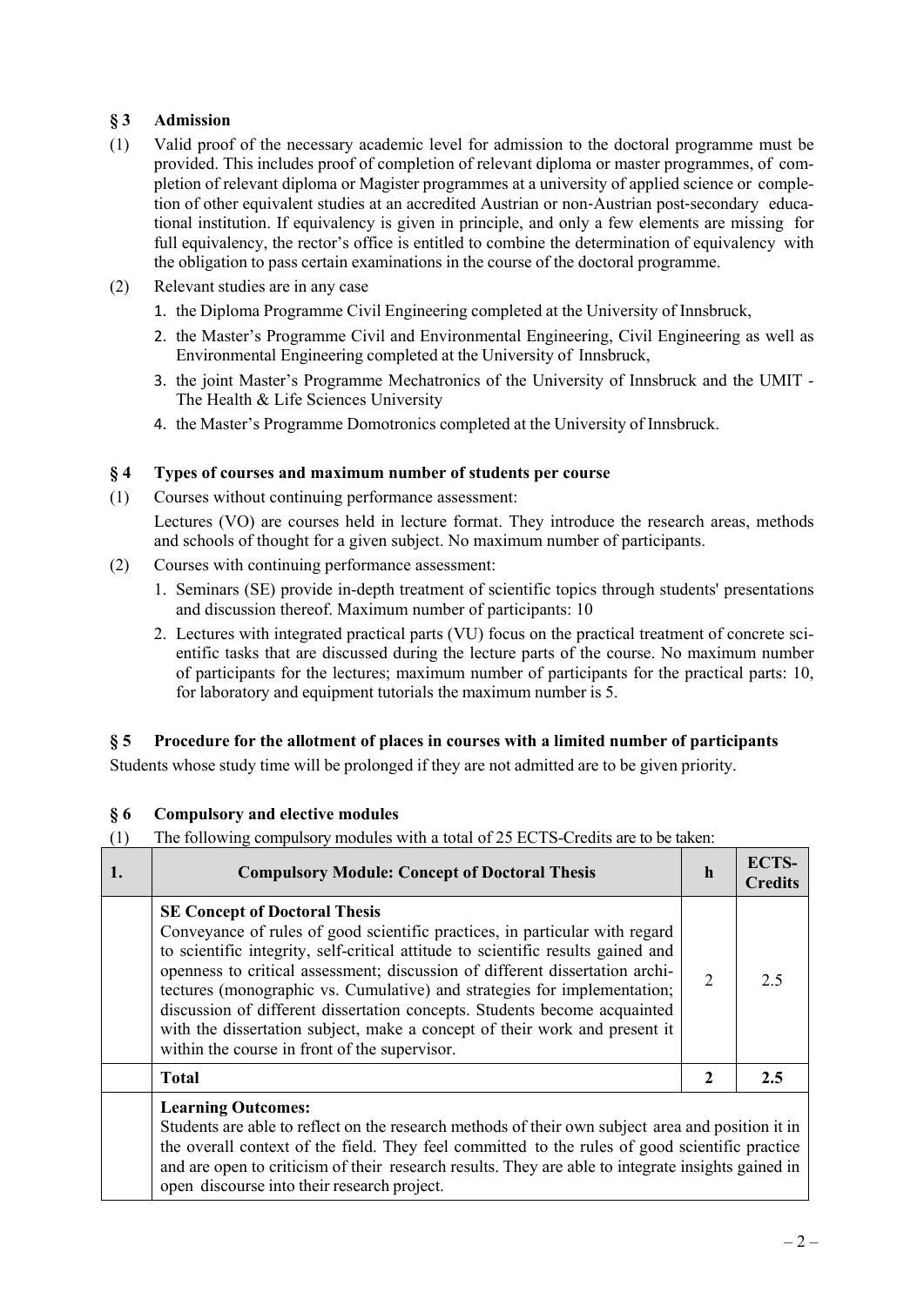## § 3 Admission

(1) Valid proof of the necessary academic level for admission to the doctoral programme must be provided. This includes proof of completion of relevant diploma or master programmes, of completion of relevant diploma or Magister programmes at a university of applied science or completion of other equivalent studies at an accredited Austrian or non-Austrian post-secondary educational institution. If equivalency is given in principle, and only a few elements are missing for full equivalency, the rector's office is entitled to combine the determination of equivalency with the obligation to pass certain examinations in the course of the doctoral programme.

(2) Relevant studies are in any case

1. the Diploma Programme Civil Engineering completed at the University of Innsbruck,
2. the Master's Programme Civil and Environmental Engineering, Civil Engineering as well as Environmental Engineering completed at the University of Innsbruck,
3. the joint Master's Programme Mechatronics of the University of Innsbruck and the UMIT - The Health & Life Sciences University
4. the Master's Programme Domotronics completed at the University of Innsbruck.

## § 4 Types of courses and maximum number of students per course

(1) Courses without continuing performance assessment:

Lectures (VO) are courses held in lecture format. They introduce the research areas, methods and schools of thought for a given subject. No maximum number of participants.

(2) Courses with continuing performance assessment:

1. Seminars (SE) provide in-depth treatment of scientific topics through students' presentations and discussion thereof. Maximum number of participants: 10
2. Lectures with integrated practical parts (VU) focus on the practical treatment of concrete scientific tasks that are discussed during the lecture parts of the course. No maximum number of participants for the lectures; maximum number of participants for the practical parts: 10, for laboratory and equipment tutorials the maximum number is 5.

## § 5 Procedure for the allotment of places in courses with a limited number of participants

Students whose study time will be prolonged if they are not admitted are to be given priority.

## § 6 Compulsory and elective modules

(1) The following compulsory modules with a total of 25 ECTS-Credits are to be taken:

| 1. | Compulsory Module: Concept of Doctoral Thesis | h | ECTS-Credits |
|---|---|---|---|
| | **SE Concept of Doctoral Thesis**<br>Conveyance of rules of good scientific practices, in particular with regard to scientific integrity, self-critical attitude to scientific results gained and openness to critical assessment; discussion of different dissertation architectures (monographic vs. Cumulative) and strategies for implementation; discussion of different dissertation concepts. Students become acquainted with the dissertation subject, make a concept of their work and present it within the course in front of the supervisor. | 2 | 2.5 |
| | **Total** | **2** | **2.5** |
| | **Learning Outcomes:**<br>Students are able to reflect on the research methods of their own subject area and position it in the overall context of the field. They feel committed to the rules of good scientific practice and are open to criticism of their research results. They are able to integrate insights gained in open discourse into their research project. | | |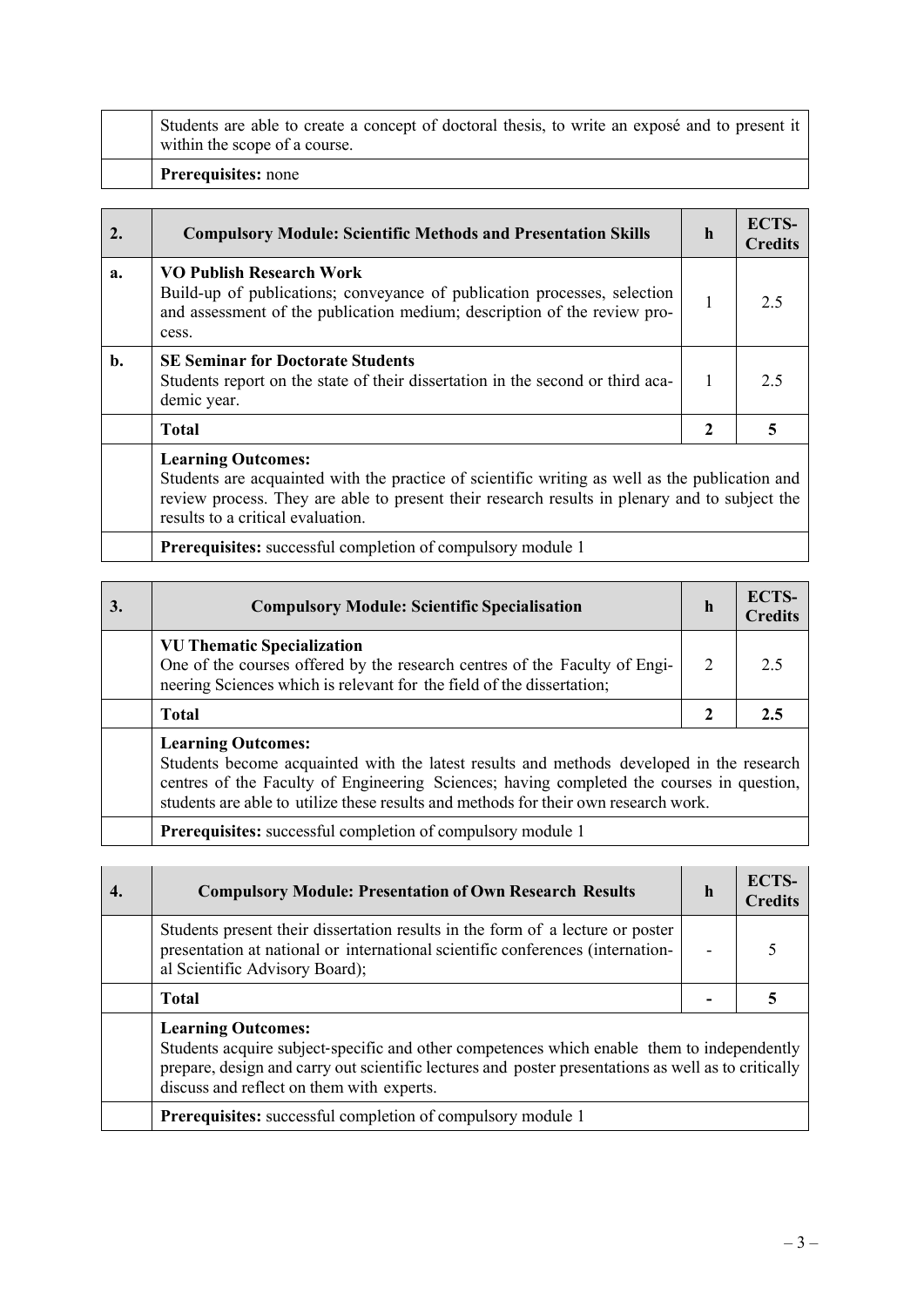| | |
|---|---|
| | Students are able to create a concept of doctoral thesis, to write an exposé and to present it within the scope of a course. |
| | **Prerequisites:** none |

| 2. | Compulsory Module: Scientific Methods and Presentation Skills | h | ECTS-Credits |
|---|---|---|---|
| a. | **VO Publish Research Work**<br>Build-up of publications; conveyance of publication processes, selection and assessment of the publication medium; description of the review process. | 1 | 2.5 |
| b. | **SE Seminar for Doctorate Students**<br>Students report on the state of their dissertation in the second or third academic year. | 1 | 2.5 |
| | **Total** | **2** | **5** |
| | **Learning Outcomes:**<br>Students are acquainted with the practice of scientific writing as well as the publication and review process. They are able to present their research results in plenary and to subject the results to a critical evaluation. | | |
| | **Prerequisites:** successful completion of compulsory module 1 | | |

| 3. | Compulsory Module: Scientific Specialisation | h | ECTS-Credits |
|---|---|---|---|
| | **VU Thematic Specialization**<br>One of the courses offered by the research centres of the Faculty of Engineering Sciences which is relevant for the field of the dissertation; | 2 | 2.5 |
| | **Total** | **2** | **2.5** |
| | **Learning Outcomes:**<br>Students become acquainted with the latest results and methods developed in the research centres of the Faculty of Engineering Sciences; having completed the courses in question, students are able to utilize these results and methods for their own research work. | | |
| | **Prerequisites:** successful completion of compulsory module 1 | | |

| 4. | Compulsory Module: Presentation of Own Research Results | h | ECTS-Credits |
|---|---|---|---|
| | Students present their dissertation results in the form of a lecture or poster presentation at national or international scientific conferences (international Scientific Advisory Board); | - | 5 |
| | **Total** | **-** | **5** |
| | **Learning Outcomes:**<br>Students acquire subject-specific and other competences which enable them to independently prepare, design and carry out scientific lectures and poster presentations as well as to critically discuss and reflect on them with experts. | | |
| | **Prerequisites:** successful completion of compulsory module 1 | | |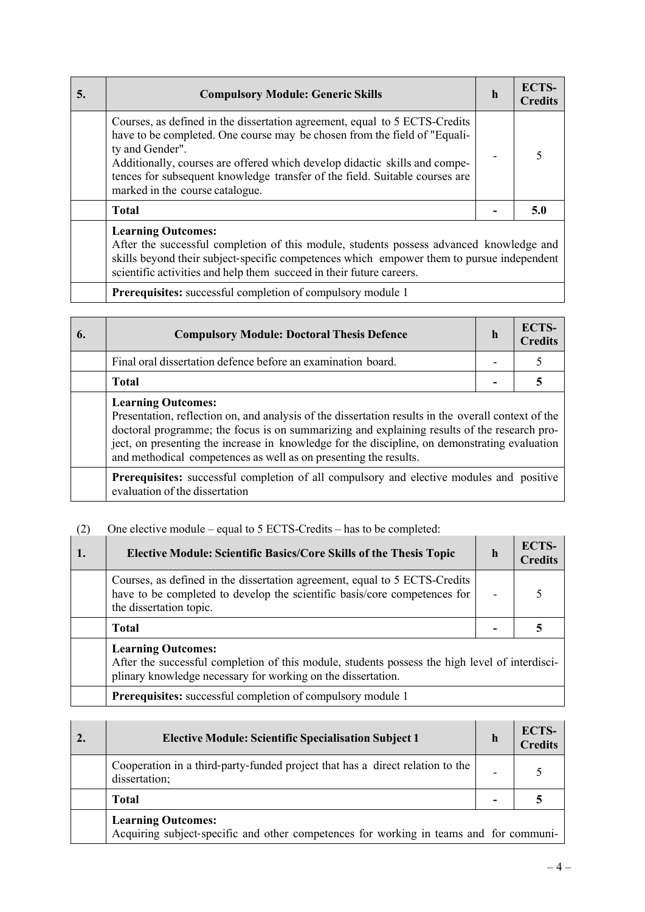| 5. | Compulsory Module: Generic Skills | h | ECTS-Credits |
|---|---|---|---|
| | Courses, as defined in the dissertation agreement, equal to 5 ECTS-Credits have to be completed. One course may be chosen from the field of "Equality and Gender".<br>Additionally, courses are offered which develop didactic skills and competences for subsequent knowledge transfer of the field. Suitable courses are marked in the course catalogue. | - | 5 |
| | **Total** | **-** | **5.0** |
| | **Learning Outcomes:**<br>After the successful completion of this module, students possess advanced knowledge and skills beyond their subject-specific competences which empower them to pursue independent scientific activities and help them succeed in their future careers. | | |
| | **Prerequisites:** successful completion of compulsory module 1 | | |

| 6. | Compulsory Module: Doctoral Thesis Defence | h | ECTS-Credits |
|---|---|---|---|
| | Final oral dissertation defence before an examination board. | - | 5 |
| | **Total** | **-** | **5** |
| | **Learning Outcomes:**<br>Presentation, reflection on, and analysis of the dissertation results in the overall context of the doctoral programme; the focus is on summarizing and explaining results of the research project, on presenting the increase in knowledge for the discipline, on demonstrating evaluation and methodical competences as well as on presenting the results. | | |
| | **Prerequisites:** successful completion of all compulsory and elective modules and positive evaluation of the dissertation | | |

(2) One elective module – equal to 5 ECTS-Credits – has to be completed:

| 1. | Elective Module: Scientific Basics/Core Skills of the Thesis Topic | h | ECTS-Credits |
|---|---|---|---|
| | Courses, as defined in the dissertation agreement, equal to 5 ECTS-Credits have to be completed to develop the scientific basis/core competences for the dissertation topic. | - | 5 |
| | **Total** | **-** | **5** |
| | **Learning Outcomes:**<br>After the successful completion of this module, students possess the high level of interdisciplinary knowledge necessary for working on the dissertation. | | |
| | **Prerequisites:** successful completion of compulsory module 1 | | |

| 2. | Elective Module: Scientific Specialisation Subject 1 | h | ECTS-Credits |
|---|---|---|---|
| | Cooperation in a third-party-funded project that has a direct relation to the dissertation; | - | 5 |
| | **Total** | **-** | **5** |
| | **Learning Outcomes:**<br>Acquiring subject-specific and other competences for working in teams and for communi- | | |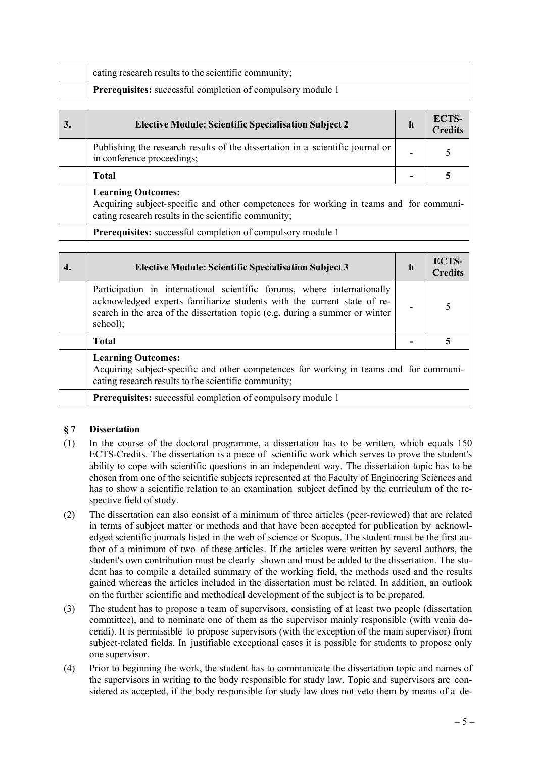| | |
|---|---|
| | cating research results to the scientific community; |
| | **Prerequisites:** successful completion of compulsory module 1 |

| 3. | Elective Module: Scientific Specialisation Subject 2 | h | ECTS-Credits |
|---|---|---|---|
| | Publishing the research results of the dissertation in a scientific journal or in conference proceedings; | - | 5 |
| | **Total** | **-** | **5** |
| | **Learning Outcomes:** Acquiring subject-specific and other competences for working in teams and for communicating research results in the scientific community; | | |
| | **Prerequisites:** successful completion of compulsory module 1 | | |

| 4. | Elective Module: Scientific Specialisation Subject 3 | h | ECTS-Credits |
|---|---|---|---|
| | Participation in international scientific forums, where internationally acknowledged experts familiarize students with the current state of research in the area of the dissertation topic (e.g. during a summer or winter school); | - | 5 |
| | **Total** | **-** | **5** |
| | **Learning Outcomes:** Acquiring subject-specific and other competences for working in teams and for communicating research results to the scientific community; | | |
| | **Prerequisites:** successful completion of compulsory module 1 | | |

### § 7 Dissertation

(1) In the course of the doctoral programme, a dissertation has to be written, which equals 150 ECTS-Credits. The dissertation is a piece of scientific work which serves to prove the student's ability to cope with scientific questions in an independent way. The dissertation topic has to be chosen from one of the scientific subjects represented at the Faculty of Engineering Sciences and has to show a scientific relation to an examination subject defined by the curriculum of the respective field of study.

(2) The dissertation can also consist of a minimum of three articles (peer-reviewed) that are related in terms of subject matter or methods and that have been accepted for publication by acknowledged scientific journals listed in the web of science or Scopus. The student must be the first author of a minimum of two of these articles. If the articles were written by several authors, the student's own contribution must be clearly shown and must be added to the dissertation. The student has to compile a detailed summary of the working field, the methods used and the results gained whereas the articles included in the dissertation must be related. In addition, an outlook on the further scientific and methodical development of the subject is to be prepared.

(3) The student has to propose a team of supervisors, consisting of at least two people (dissertation committee), and to nominate one of them as the supervisor mainly responsible (with venia docendi). It is permissible to propose supervisors (with the exception of the main supervisor) from subject-related fields. In justifiable exceptional cases it is possible for students to propose only one supervisor.

(4) Prior to beginning the work, the student has to communicate the dissertation topic and names of the supervisors in writing to the body responsible for study law. Topic and supervisors are considered as accepted, if the body responsible for study law does not veto them by means of a de-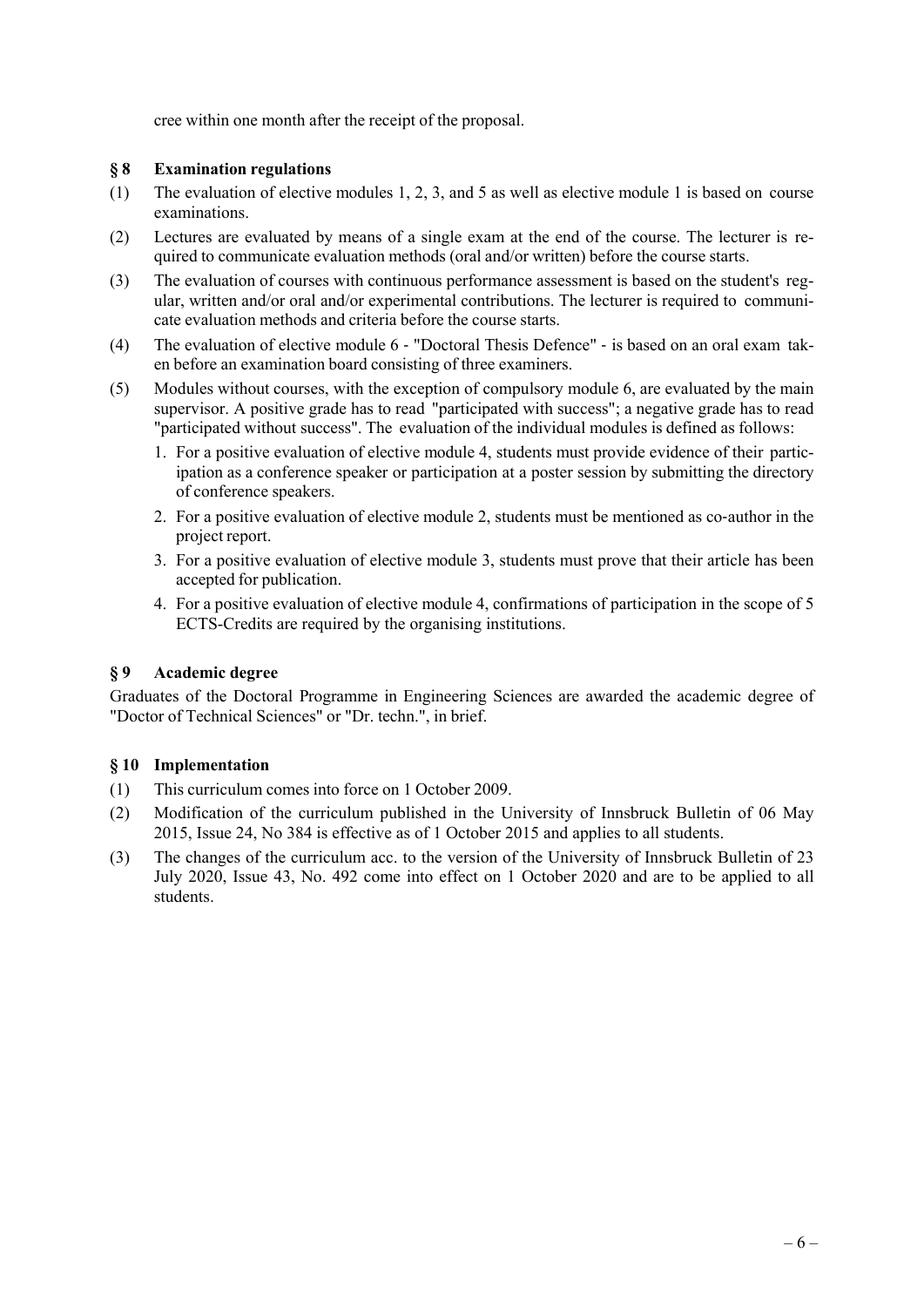cree within one month after the receipt of the proposal.

## § 8 Examination regulations

(1) The evaluation of elective modules 1, 2, 3, and 5 as well as elective module 1 is based on course examinations.

(2) Lectures are evaluated by means of a single exam at the end of the course. The lecturer is required to communicate evaluation methods (oral and/or written) before the course starts.

(3) The evaluation of courses with continuous performance assessment is based on the student's regular, written and/or oral and/or experimental contributions. The lecturer is required to communicate evaluation methods and criteria before the course starts.

(4) The evaluation of elective module 6 - "Doctoral Thesis Defence" - is based on an oral exam taken before an examination board consisting of three examiners.

(5) Modules without courses, with the exception of compulsory module 6, are evaluated by the main supervisor. A positive grade has to read "participated with success"; a negative grade has to read "participated without success". The evaluation of the individual modules is defined as follows:

   1. For a positive evaluation of elective module 4, students must provide evidence of their participation as a conference speaker or participation at a poster session by submitting the directory of conference speakers.
   2. For a positive evaluation of elective module 2, students must be mentioned as co-author in the project report.
   3. For a positive evaluation of elective module 3, students must prove that their article has been accepted for publication.
   4. For a positive evaluation of elective module 4, confirmations of participation in the scope of 5 ECTS-Credits are required by the organising institutions.

## § 9 Academic degree

Graduates of the Doctoral Programme in Engineering Sciences are awarded the academic degree of "Doctor of Technical Sciences" or "Dr. techn.", in brief.

## § 10 Implementation

(1) This curriculum comes into force on 1 October 2009.

(2) Modification of the curriculum published in the University of Innsbruck Bulletin of 06 May 2015, Issue 24, No 384 is effective as of 1 October 2015 and applies to all students.

(3) The changes of the curriculum acc. to the version of the University of Innsbruck Bulletin of 23 July 2020, Issue 43, No. 492 come into effect on 1 October 2020 and are to be applied to all students.